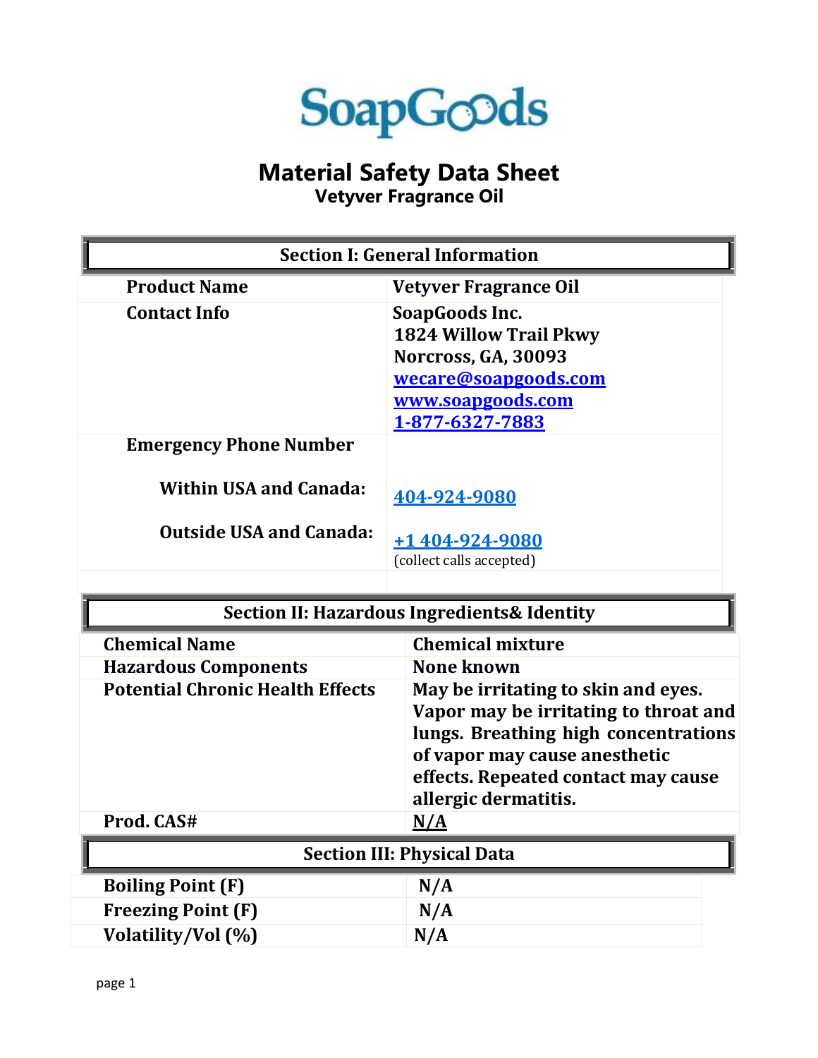SoapGoods

# Material Safety Data Sheet

## Vetyver Fragrance Oil

| Section I: General Information | |
|---|---|
| **Product Name** | **Vetyver Fragrance Oil** |
| **Contact Info** | **SoapGoods Inc.**<br>**1824 Willow Trail Pkwy**<br>**Norcross, GA, 30093**<br>**wecare@soapgoods.com**<br>**www.soapgoods.com**<br>**1-877-6327-7883** |
| **Emergency Phone Number** | |
| **Within USA and Canada:** | **404-924-9080** |
| **Outside USA and Canada:** | **+1 404-924-9080**<br>(collect calls accepted) |

| Section II: Hazardous Ingredients& Identity | |
|---|---|
| **Chemical Name** | **Chemical mixture** |
| **Hazardous Components** | **None known** |
| **Potential Chronic Health Effects** | **May be irritating to skin and eyes. Vapor may be irritating to throat and lungs. Breathing high concentrations of vapor may cause anesthetic effects. Repeated contact may cause allergic dermatitis.** |
| **Prod. CAS#** | **N/A** |

| Section III: Physical Data | |
|---|---|
| **Boiling Point (F)** | **N/A** |
| **Freezing Point (F)** | **N/A** |
| **Volatility/Vol (%)** | **N/A** |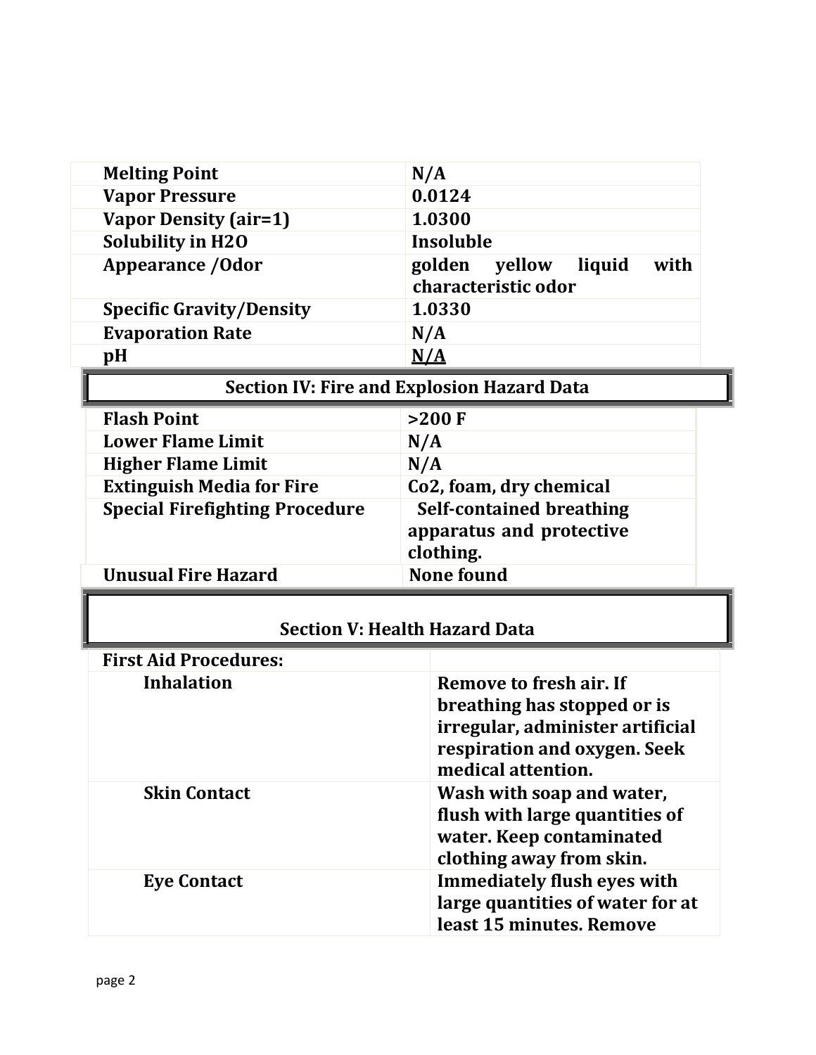| Melting Point | N/A |
|---|---|
| Vapor Pressure | 0.0124 |
| Vapor Density (air=1) | 1.0300 |
| Solubility in H2O | Insoluble |
| Appearance /Odor | golden yellow liquid with characteristic odor |
| Specific Gravity/Density | 1.0330 |
| Evaporation Rate | N/A |
| pH | N/A |

## Section IV: Fire and Explosion Hazard Data

| Flash Point | >200 F |
|---|---|
| Lower Flame Limit | N/A |
| Higher Flame Limit | N/A |
| Extinguish Media for Fire | Co2, foam, dry chemical |
| Special Firefighting Procedure | Self-contained breathing apparatus and protective clothing. |
| Unusual Fire Hazard | None found |

## Section V: Health Hazard Data

| First Aid Procedures: | |
|---|---|
| Inhalation | Remove to fresh air. If breathing has stopped or is irregular, administer artificial respiration and oxygen. Seek medical attention. |
| Skin Contact | Wash with soap and water, flush with large quantities of water. Keep contaminated clothing away from skin. |
| Eye Contact | Immediately flush eyes with large quantities of water for at least 15 minutes. Remove |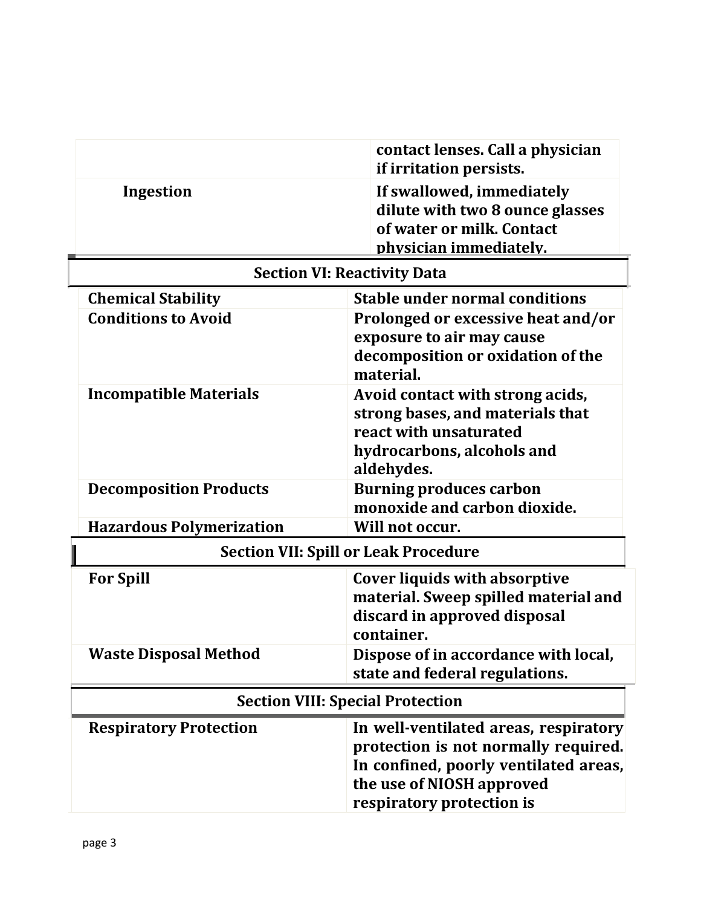| | |
|---|---|
| | **contact lenses. Call a physician if irritation persists.** |
| **Ingestion** | **If swallowed, immediately dilute with two 8 ounce glasses of water or milk. Contact physician immediately.** |

## Section VI: Reactivity Data

| | |
|---|---|
| **Chemical Stability** | **Stable under normal conditions** |
| **Conditions to Avoid** | **Prolonged or excessive heat and/or exposure to air may cause decomposition or oxidation of the material.** |
| **Incompatible Materials** | **Avoid contact with strong acids, strong bases, and materials that react with unsaturated hydrocarbons, alcohols and aldehydes.** |
| **Decomposition Products** | **Burning produces carbon monoxide and carbon dioxide.** |
| **Hazardous Polymerization** | **Will not occur.** |

## Section VII: Spill or Leak Procedure

| | |
|---|---|
| **For Spill** | **Cover liquids with absorptive material. Sweep spilled material and discard in approved disposal container.** |
| **Waste Disposal Method** | **Dispose of in accordance with local, state and federal regulations.** |

## Section VIII: Special Protection

| | |
|---|---|
| **Respiratory Protection** | **In well-ventilated areas, respiratory protection is not normally required. In confined, poorly ventilated areas, the use of NIOSH approved respiratory protection is** |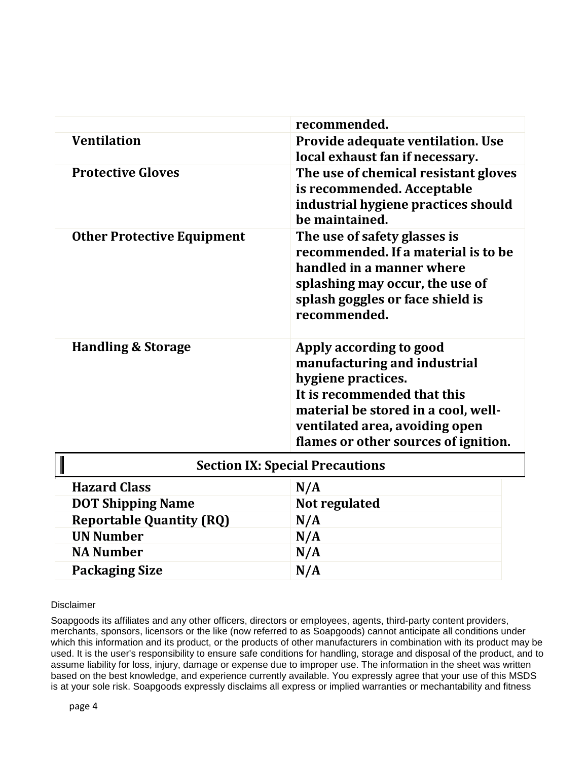| | |
|---|---|
| | **recommended.** |
| **Ventilation** | **Provide adequate ventilation. Use local exhaust fan if necessary.** |
| **Protective Gloves** | **The use of chemical resistant gloves is recommended. Acceptable industrial hygiene practices should be maintained.** |
| **Other Protective Equipment** | **The use of safety glasses is recommended. If a material is to be handled in a manner where splashing may occur, the use of splash goggles or face shield is recommended.** |
| **Handling & Storage** | **Apply according to good manufacturing and industrial hygiene practices.**<br>**It is recommended that this material be stored in a cool, well-ventilated area, avoiding open flames or other sources of ignition.** |

## Section IX: Special Precautions

| | |
|---|---|
| **Hazard Class** | **N/A** |
| **DOT Shipping Name** | **Not regulated** |
| **Reportable Quantity (RQ)** | **N/A** |
| **UN Number** | **N/A** |
| **NA Number** | **N/A** |
| **Packaging Size** | **N/A** |

Disclaimer

Soapgoods its affiliates and any other officers, directors or employees, agents, third-party content providers, merchants, sponsors, licensors or the like (now referred to as Soapgoods) cannot anticipate all conditions under which this information and its product, or the products of other manufacturers in combination with its product may be used. It is the user's responsibility to ensure safe conditions for handling, storage and disposal of the product, and to assume liability for loss, injury, damage or expense due to improper use. The information in the sheet was written based on the best knowledge, and experience currently available. You expressly agree that your use of this MSDS is at your sole risk. Soapgoods expressly disclaims all express or implied warranties or mechantability and fitness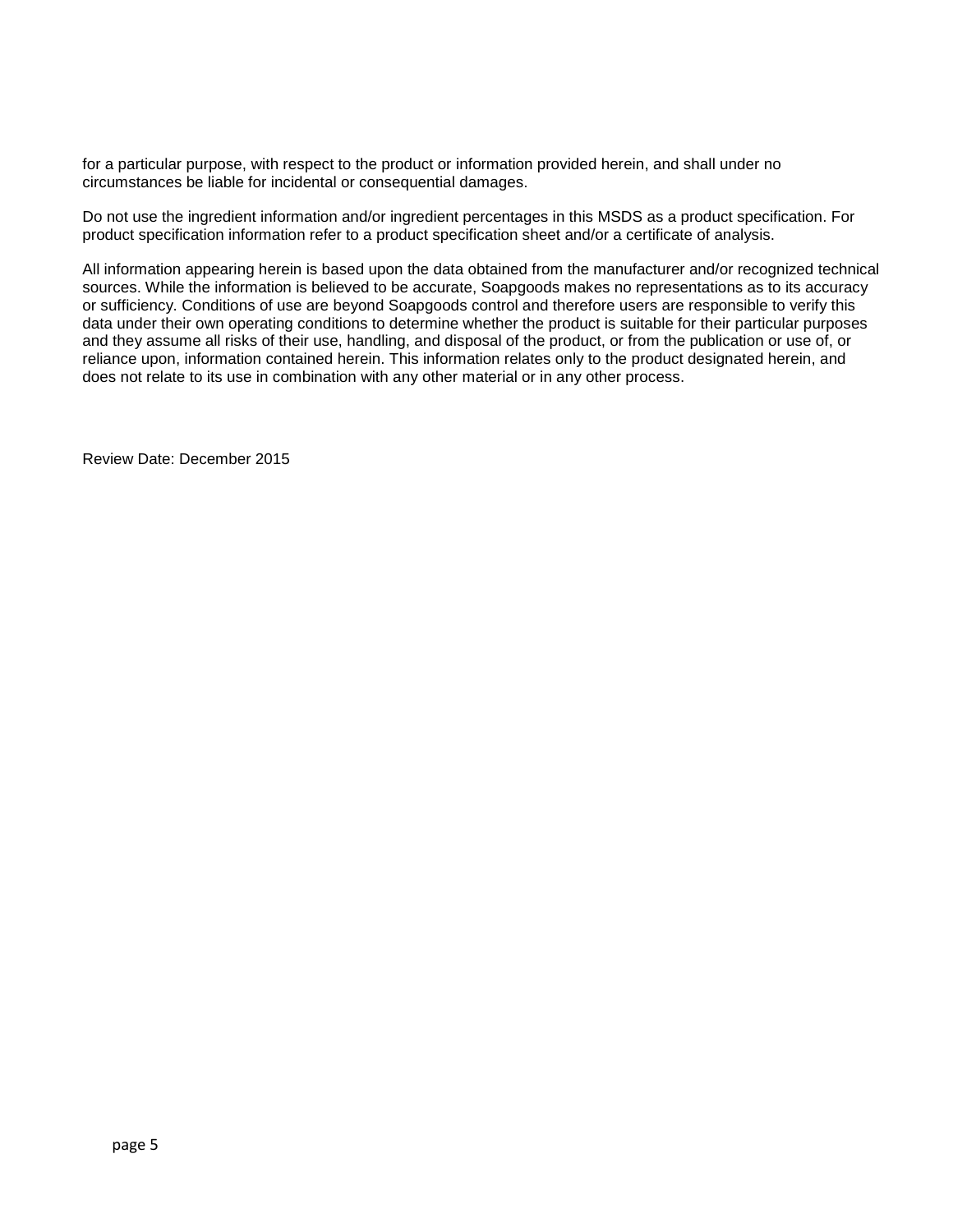for a particular purpose, with respect to the product or information provided herein, and shall under no circumstances be liable for incidental or consequential damages.

Do not use the ingredient information and/or ingredient percentages in this MSDS as a product specification. For product specification information refer to a product specification sheet and/or a certificate of analysis.

All information appearing herein is based upon the data obtained from the manufacturer and/or recognized technical sources. While the information is believed to be accurate, Soapgoods makes no representations as to its accuracy or sufficiency. Conditions of use are beyond Soapgoods control and therefore users are responsible to verify this data under their own operating conditions to determine whether the product is suitable for their particular purposes and they assume all risks of their use, handling, and disposal of the product, or from the publication or use of, or reliance upon, information contained herein. This information relates only to the product designated herein, and does not relate to its use in combination with any other material or in any other process.

Review Date: December 2015